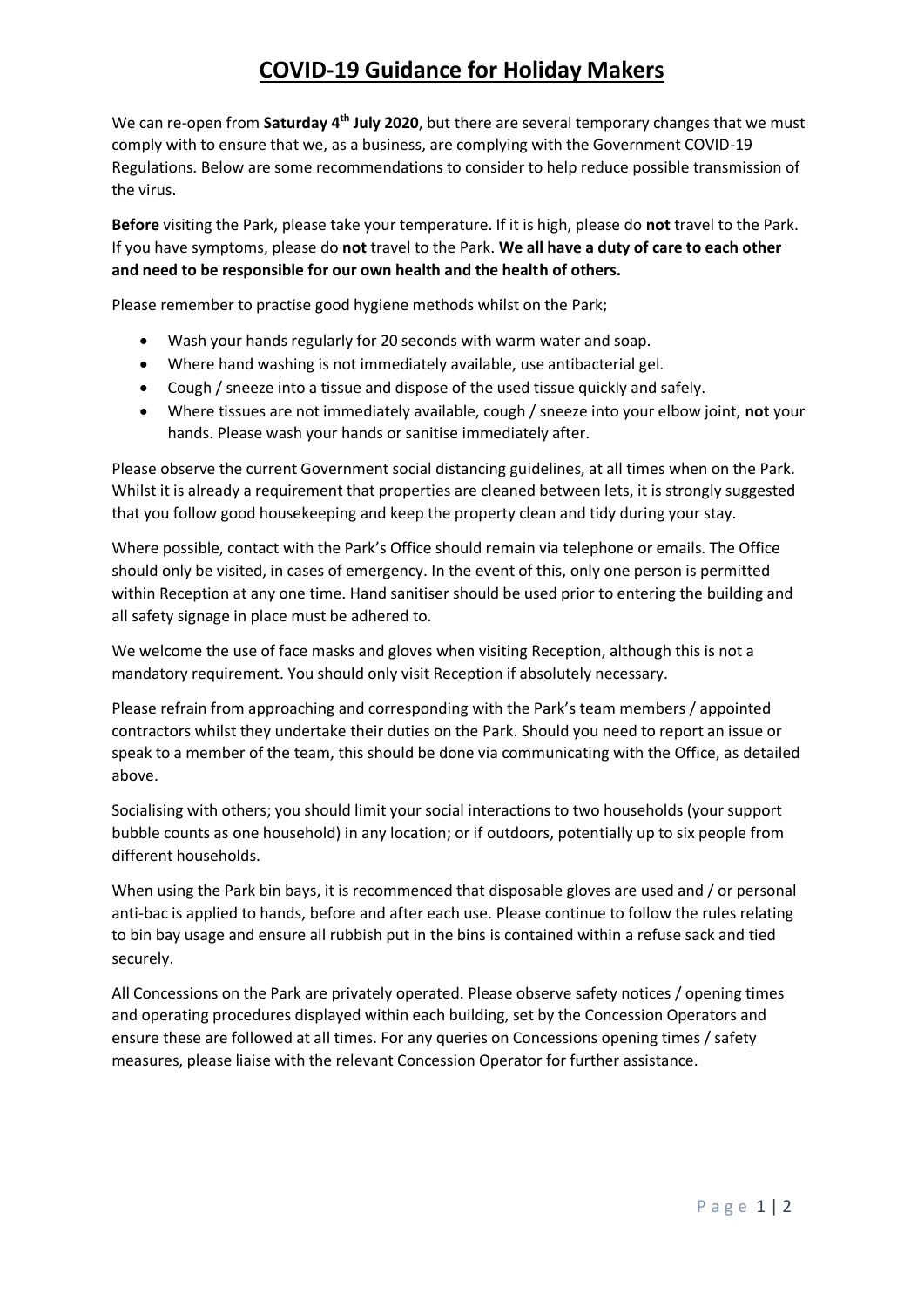# COVID-19 Guidance for Holiday Makers

We can re-open from **Saturday 4th July 2020**, but there are several temporary changes that we must comply with to ensure that we, as a business, are complying with the Government COVID-19 Regulations. Below are some recommendations to consider to help reduce possible transmission of the virus.

**Before** visiting the Park, please take your temperature. If it is high, please do **not** travel to the Park. If you have symptoms, please do **not** travel to the Park. **We all have a duty of care to each other and need to be responsible for our own health and the health of others.**

Please remember to practise good hygiene methods whilst on the Park;

- Wash your hands regularly for 20 seconds with warm water and soap.
- Where hand washing is not immediately available, use antibacterial gel.
- Cough / sneeze into a tissue and dispose of the used tissue quickly and safely.
- Where tissues are not immediately available, cough / sneeze into your elbow joint, **not** your hands. Please wash your hands or sanitise immediately after.

Please observe the current Government social distancing guidelines, at all times when on the Park. Whilst it is already a requirement that properties are cleaned between lets, it is strongly suggested that you follow good housekeeping and keep the property clean and tidy during your stay.

Where possible, contact with the Park's Office should remain via telephone or emails. The Office should only be visited, in cases of emergency. In the event of this, only one person is permitted within Reception at any one time. Hand sanitiser should be used prior to entering the building and all safety signage in place must be adhered to.

We welcome the use of face masks and gloves when visiting Reception, although this is not a mandatory requirement. You should only visit Reception if absolutely necessary.

Please refrain from approaching and corresponding with the Park's team members / appointed contractors whilst they undertake their duties on the Park. Should you need to report an issue or speak to a member of the team, this should be done via communicating with the Office, as detailed above.

Socialising with others; you should limit your social interactions to two households (your support bubble counts as one household) in any location; or if outdoors, potentially up to six people from different households.

When using the Park bin bays, it is recommenced that disposable gloves are used and / or personal anti-bac is applied to hands, before and after each use. Please continue to follow the rules relating to bin bay usage and ensure all rubbish put in the bins is contained within a refuse sack and tied securely.

All Concessions on the Park are privately operated. Please observe safety notices / opening times and operating procedures displayed within each building, set by the Concession Operators and ensure these are followed at all times. For any queries on Concessions opening times / safety measures, please liaise with the relevant Concession Operator for further assistance.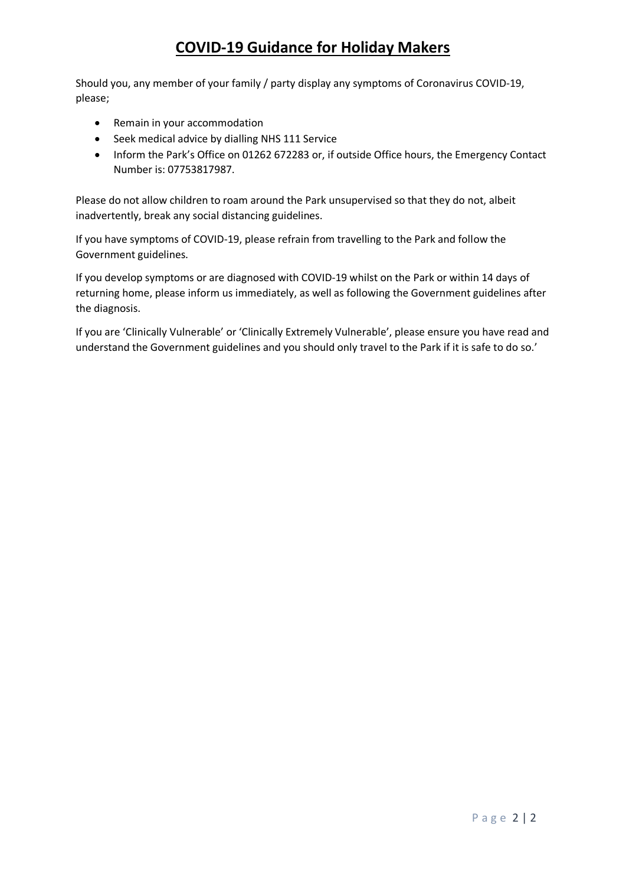# COVID-19 Guidance for Holiday Makers

Should you, any member of your family / party display any symptoms of Coronavirus COVID-19, please;

- Remain in your accommodation
- Seek medical advice by dialling NHS 111 Service
- Inform the Park's Office on 01262 672283 or, if outside Office hours, the Emergency Contact Number is: 07753817987.

Please do not allow children to roam around the Park unsupervised so that they do not, albeit inadvertently, break any social distancing guidelines.

If you have symptoms of COVID-19, please refrain from travelling to the Park and follow the Government guidelines.

If you develop symptoms or are diagnosed with COVID-19 whilst on the Park or within 14 days of returning home, please inform us immediately, as well as following the Government guidelines after the diagnosis.

If you are 'Clinically Vulnerable' or 'Clinically Extremely Vulnerable', please ensure you have read and understand the Government guidelines and you should only travel to the Park if it is safe to do so.'